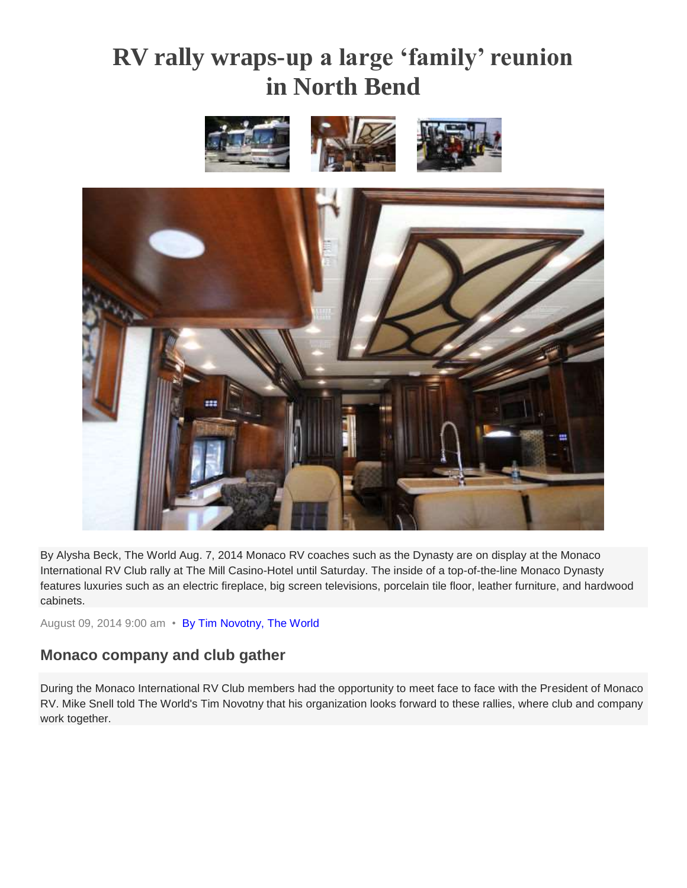# RV rally wraps-up a large 'family' reunion in North Bend

By Alysha Beck, The World Aug. 7, 2014 Monaco RV coaches such as the Dynasty are on display at the Monaco International RV Club rally at The Mill Casino-Hotel until Saturday. The inside of a top-of-the-line Monaco Dynasty features luxuries such as an electric fireplace, big screen televisions, porcelain tile floor, leather furniture, and hardwood cabinets.

August 09, 2014 9:00 am • By Tim Novotny, The World

## Monaco company and club gather

During the Monaco International RV Club members had the opportunity to meet face to face with the President of Monaco RV. Mike Snell told The World's Tim Novotny that his organization looks forward to these rallies, where club and company work together.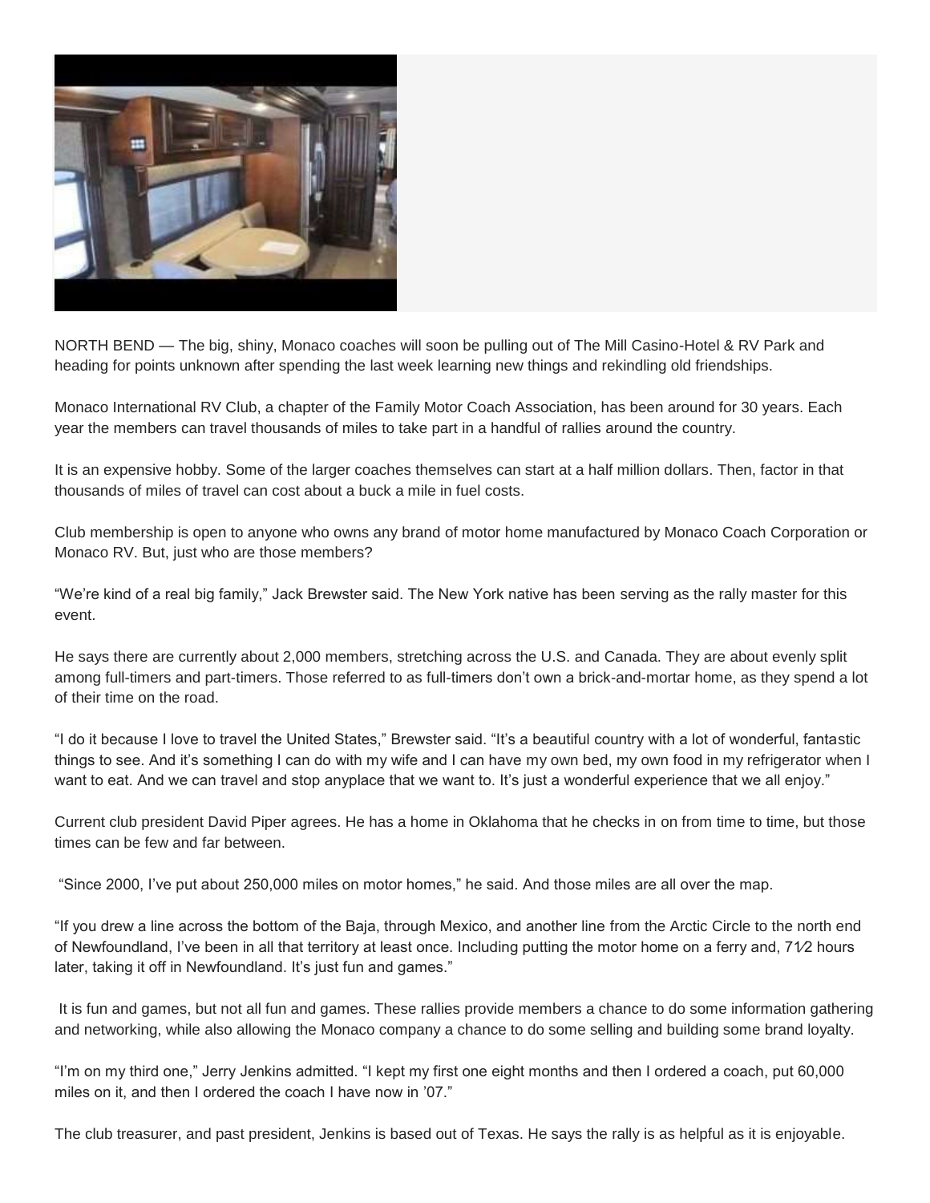NORTH BEND — The big, shiny, Monaco coaches will soon be pulling out of The Mill Casino-Hotel & RV Park and heading for points unknown after spending the last week learning new things and rekindling old friendships.

Monaco International RV Club, a chapter of the Family Motor Coach Association, has been around for 30 years. Each year the members can travel thousands of miles to take part in a handful of rallies around the country.

It is an expensive hobby. Some of the larger coaches themselves can start at a half million dollars. Then, factor in that thousands of miles of travel can cost about a buck a mile in fuel costs.

Club membership is open to anyone who owns any brand of motor home manufactured by Monaco Coach Corporation or Monaco RV. But, just who are those members?

"We're kind of a real big family," Jack Brewster said. The New York native has been serving as the rally master for this event.

He says there are currently about 2,000 members, stretching across the U.S. and Canada. They are about evenly split among full-timers and part-timers. Those referred to as full-timers don't own a brick-and-mortar home, as they spend a lot of their time on the road.

"I do it because I love to travel the United States," Brewster said. "It's a beautiful country with a lot of wonderful, fantastic things to see. And it's something I can do with my wife and I can have my own bed, my own food in my refrigerator when I want to eat. And we can travel and stop anyplace that we want to. It's just a wonderful experience that we all enjoy."

Current club president David Piper agrees. He has a home in Oklahoma that he checks in on from time to time, but those times can be few and far between.

"Since 2000, I've put about 250,000 miles on motor homes," he said. And those miles are all over the map.

"If you drew a line across the bottom of the Baja, through Mexico, and another line from the Arctic Circle to the north end of Newfoundland, I've been in all that territory at least once. Including putting the motor home on a ferry and, 7½ hours later, taking it off in Newfoundland. It's just fun and games."

It is fun and games, but not all fun and games. These rallies provide members a chance to do some information gathering and networking, while also allowing the Monaco company a chance to do some selling and building some brand loyalty.

"I'm on my third one," Jerry Jenkins admitted. "I kept my first one eight months and then I ordered a coach, put 60,000 miles on it, and then I ordered the coach I have now in '07."

The club treasurer, and past president, Jenkins is based out of Texas. He says the rally is as helpful as it is enjoyable.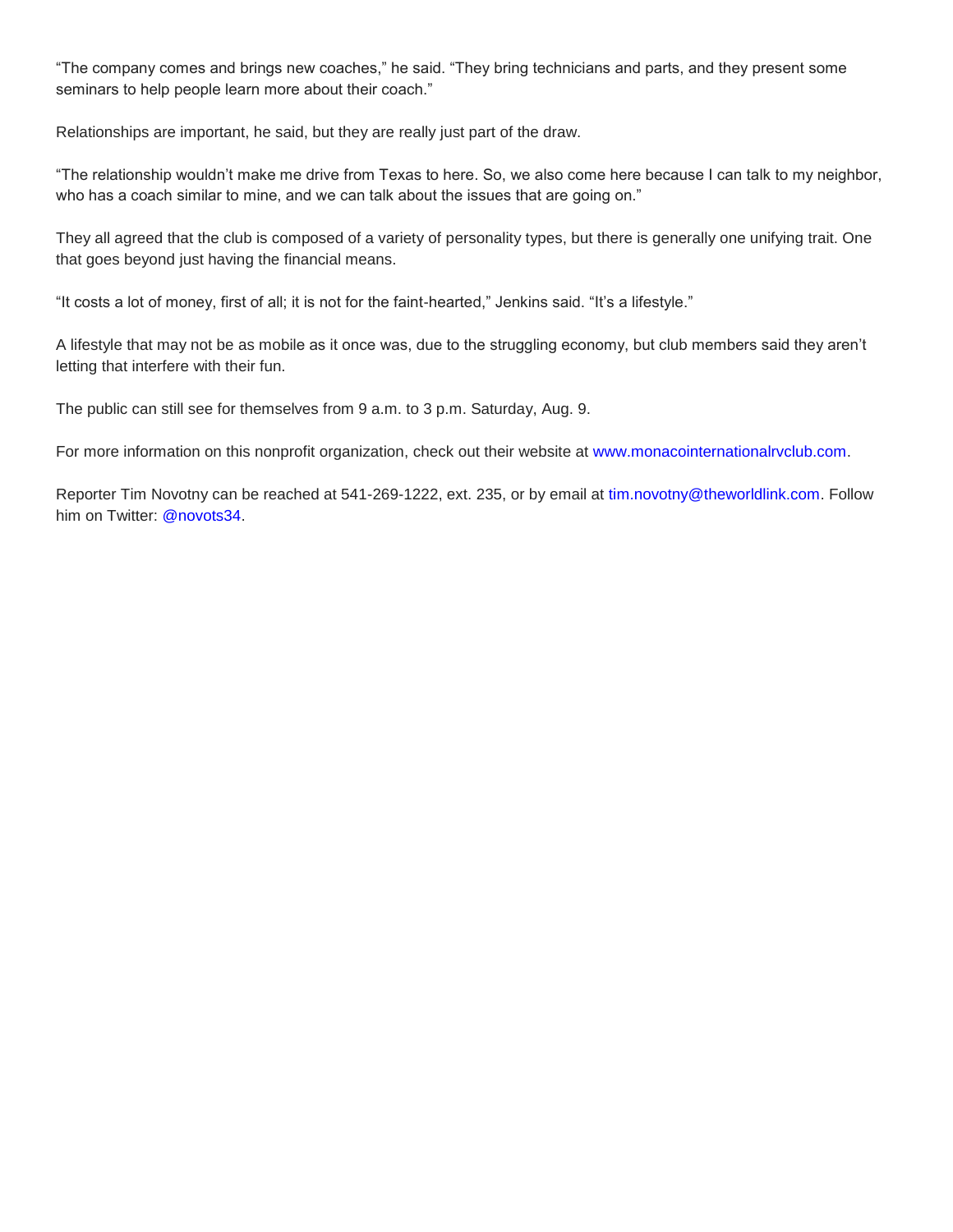“The company comes and brings new coaches,” he said. “They bring technicians and parts, and they present some seminars to help people learn more about their coach.”

Relationships are important, he said, but they are really just part of the draw.

“The relationship wouldn’t make me drive from Texas to here. So, we also come here because I can talk to my neighbor, who has a coach similar to mine, and we can talk about the issues that are going on.”

They all agreed that the club is composed of a variety of personality types, but there is generally one unifying trait. One that goes beyond just having the financial means.

“It costs a lot of money, first of all; it is not for the faint-hearted,” Jenkins said. “It’s a lifestyle.”

A lifestyle that may not be as mobile as it once was, due to the struggling economy, but club members said they aren’t letting that interfere with their fun.

The public can still see for themselves from 9 a.m. to 3 p.m. Saturday, Aug. 9.

For more information on this nonprofit organization, check out their website at www.monacointernationalrvclub.com.

Reporter Tim Novotny can be reached at 541-269-1222, ext. 235, or by email at tim.novotny@theworldlink.com. Follow him on Twitter: @novots34.